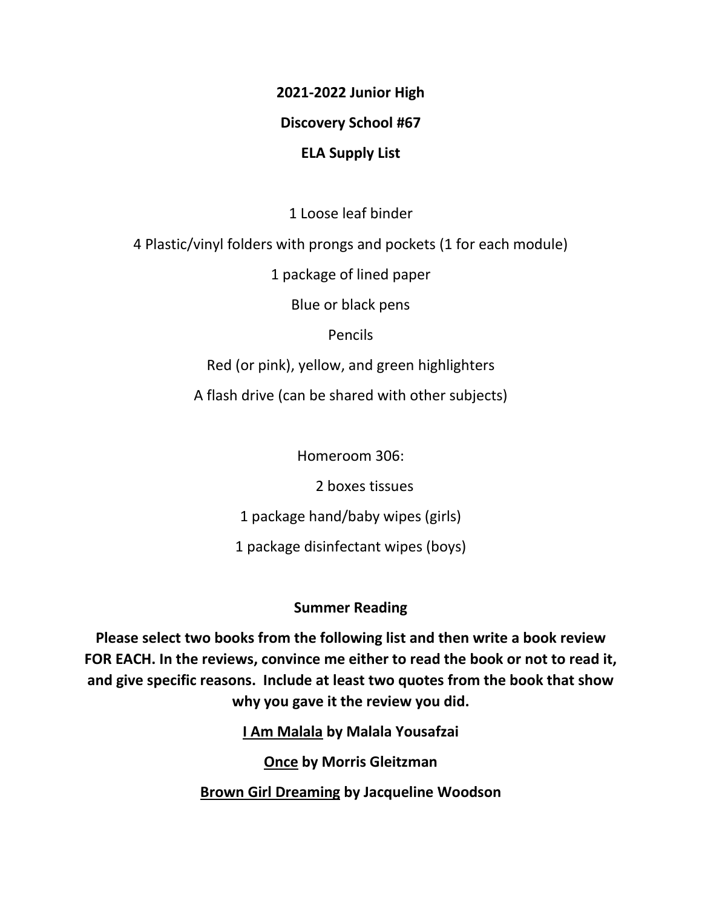**2021-2022 Junior High**

**Discovery School #67**

**ELA Supply List**

1 Loose leaf binder

4 Plastic/vinyl folders with prongs and pockets (1 for each module)

1 package of lined paper

Blue or black pens

Pencils

Red (or pink), yellow, and green highlighters

A flash drive (can be shared with other subjects)

Homeroom 306:

2 boxes tissues

1 package hand/baby wipes (girls)

1 package disinfectant wipes (boys)

**Summer Reading**

**Please select two books from the following list and then write a book review FOR EACH. In the reviews, convince me either to read the book or not to read it, and give specific reasons. Include at least two quotes from the book that show why you gave it the review you did.**

**<u>I Am Malala</u> by Malala Yousafzai**

**<u>Once</u> by Morris Gleitzman**

**<u>Brown Girl Dreaming</u> by Jacqueline Woodson**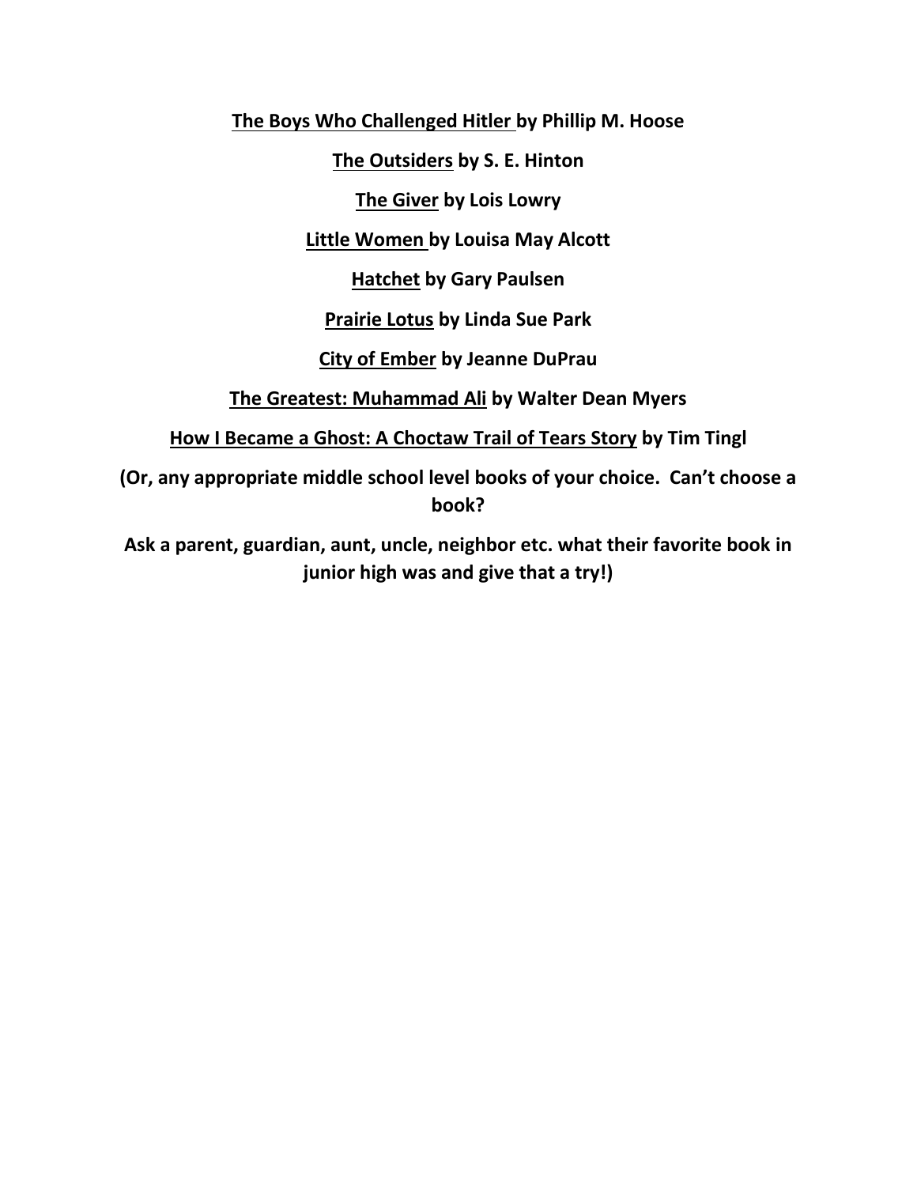**<u>The Boys Who Challenged Hitler</u> by Phillip M. Hoose**

**<u>The Outsiders</u> by S. E. Hinton**

**<u>The Giver</u> by Lois Lowry**

**<u>Little Women</u> by Louisa May Alcott**

**<u>Hatchet</u> by Gary Paulsen**

**<u>Prairie Lotus</u> by Linda Sue Park**

**<u>City of Ember</u> by Jeanne DuPrau**

**<u>The Greatest: Muhammad Ali</u> by Walter Dean Myers**

**<u>How I Became a Ghost: A Choctaw Trail of Tears Story</u> by Tim Tingl**

**(Or, any appropriate middle school level books of your choice. Can't choose a book?**

**Ask a parent, guardian, aunt, uncle, neighbor etc. what their favorite book in junior high was and give that a try!)**